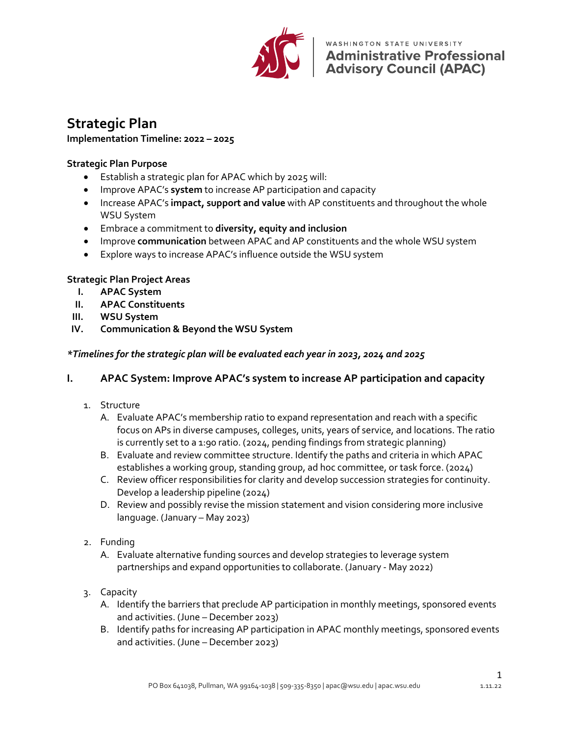WASHINGTON STATE UNIVERSITY
**Administrative Professional Advisory Council (APAC)**

# Strategic Plan

**Implementation Timeline: 2022 – 2025**

**Strategic Plan Purpose**

- Establish a strategic plan for APAC which by 2025 will:
- Improve APAC's **system** to increase AP participation and capacity
- Increase APAC's **impact, support and value** with AP constituents and throughout the whole WSU System
- Embrace a commitment to **diversity, equity and inclusion**
- Improve **communication** between APAC and AP constituents and the whole WSU system
- Explore ways to increase APAC's influence outside the WSU system

**Strategic Plan Project Areas**

I. **APAC System**
II. **APAC Constituents**
III. **WSU System**
IV. **Communication & Beyond the WSU System**

***Timelines for the strategic plan will be evaluated each year in 2023, 2024 and 2025***

## I. APAC System: Improve APAC's system to increase AP participation and capacity

1. Structure
   A. Evaluate APAC's membership ratio to expand representation and reach with a specific focus on APs in diverse campuses, colleges, units, years of service, and locations. The ratio is currently set to a 1:90 ratio. (2024, pending findings from strategic planning)
   B. Evaluate and review committee structure. Identify the paths and criteria in which APAC establishes a working group, standing group, ad hoc committee, or task force. (2024)
   C. Review officer responsibilities for clarity and develop succession strategies for continuity. Develop a leadership pipeline (2024)
   D. Review and possibly revise the mission statement and vision considering more inclusive language. (January – May 2023)

2. Funding
   A. Evaluate alternative funding sources and develop strategies to leverage system partnerships and expand opportunities to collaborate. (January - May 2022)

3. Capacity
   A. Identify the barriers that preclude AP participation in monthly meetings, sponsored events and activities. (June – December 2023)
   B. Identify paths for increasing AP participation in APAC monthly meetings, sponsored events and activities. (June – December 2023)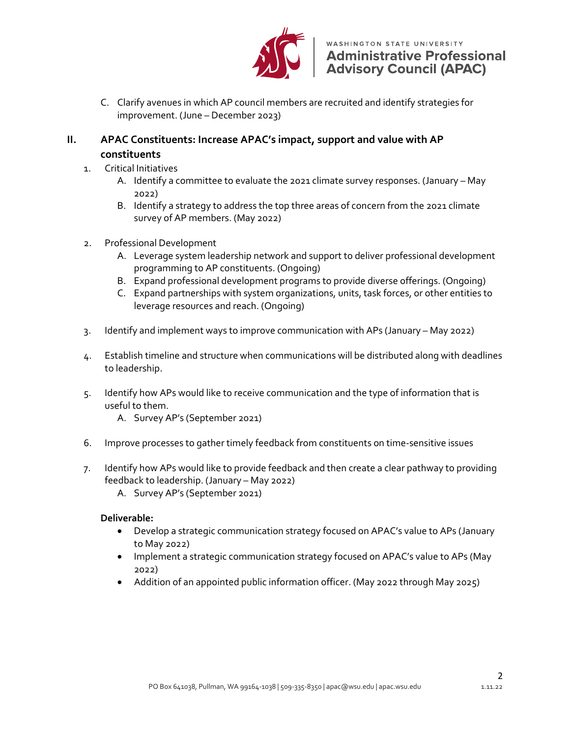C. Clarify avenues in which AP council members are recruited and identify strategies for improvement. (June – December 2023)

## II. APAC Constituents: Increase APAC's impact, support and value with AP constituents

1. Critical Initiatives
   - A. Identify a committee to evaluate the 2021 climate survey responses. (January – May 2022)
   - B. Identify a strategy to address the top three areas of concern from the 2021 climate survey of AP members. (May 2022)

2. Professional Development
   - A. Leverage system leadership network and support to deliver professional development programming to AP constituents. (Ongoing)
   - B. Expand professional development programs to provide diverse offerings. (Ongoing)
   - C. Expand partnerships with system organizations, units, task forces, or other entities to leverage resources and reach. (Ongoing)

3. Identify and implement ways to improve communication with APs (January – May 2022)

4. Establish timeline and structure when communications will be distributed along with deadlines to leadership.

5. Identify how APs would like to receive communication and the type of information that is useful to them.
   - A. Survey AP's (September 2021)

6. Improve processes to gather timely feedback from constituents on time-sensitive issues

7. Identify how APs would like to provide feedback and then create a clear pathway to providing feedback to leadership. (January – May 2022)
   - A. Survey AP's (September 2021)

**Deliverable:**

- Develop a strategic communication strategy focused on APAC's value to APs (January to May 2022)
- Implement a strategic communication strategy focused on APAC's value to APs (May 2022)
- Addition of an appointed public information officer. (May 2022 through May 2025)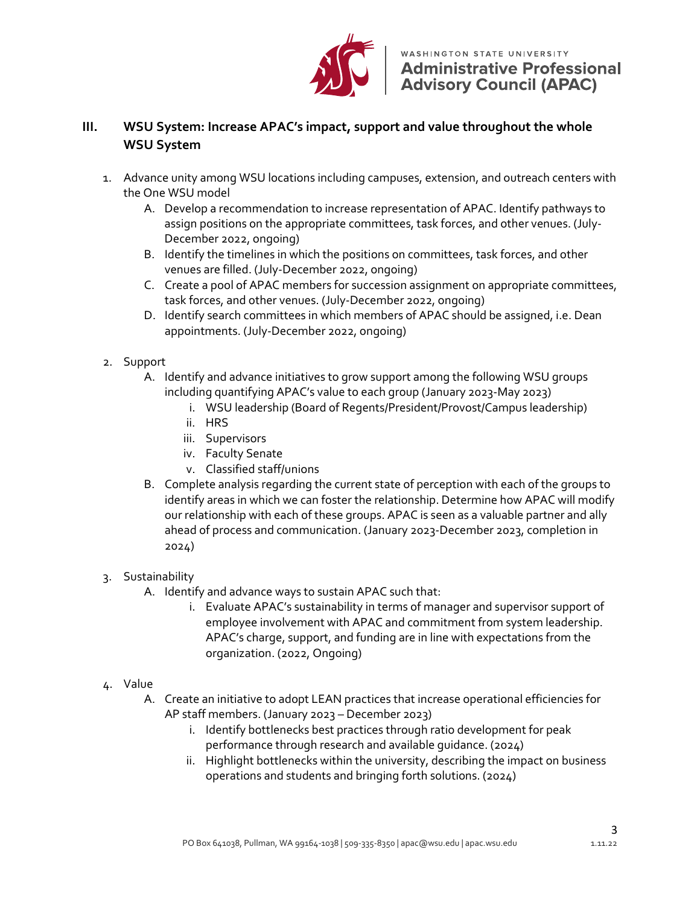## III. WSU System: Increase APAC's impact, support and value throughout the whole WSU System

1. Advance unity among WSU locations including campuses, extension, and outreach centers with the One WSU model
   A. Develop a recommendation to increase representation of APAC. Identify pathways to assign positions on the appropriate committees, task forces, and other venues. (July-December 2022, ongoing)
   B. Identify the timelines in which the positions on committees, task forces, and other venues are filled. (July-December 2022, ongoing)
   C. Create a pool of APAC members for succession assignment on appropriate committees, task forces, and other venues. (July-December 2022, ongoing)
   D. Identify search committees in which members of APAC should be assigned, i.e. Dean appointments. (July-December 2022, ongoing)

2. Support
   A. Identify and advance initiatives to grow support among the following WSU groups including quantifying APAC's value to each group (January 2023-May 2023)
      i. WSU leadership (Board of Regents/President/Provost/Campus leadership)
      ii. HRS
      iii. Supervisors
      iv. Faculty Senate
      v. Classified staff/unions
   B. Complete analysis regarding the current state of perception with each of the groups to identify areas in which we can foster the relationship. Determine how APAC will modify our relationship with each of these groups. APAC is seen as a valuable partner and ally ahead of process and communication. (January 2023-December 2023, completion in 2024)

3. Sustainability
   A. Identify and advance ways to sustain APAC such that:
      i. Evaluate APAC's sustainability in terms of manager and supervisor support of employee involvement with APAC and commitment from system leadership. APAC's charge, support, and funding are in line with expectations from the organization. (2022, Ongoing)

4. Value
   A. Create an initiative to adopt LEAN practices that increase operational efficiencies for AP staff members. (January 2023 – December 2023)
      i. Identify bottlenecks best practices through ratio development for peak performance through research and available guidance. (2024)
      ii. Highlight bottlenecks within the university, describing the impact on business operations and students and bringing forth solutions. (2024)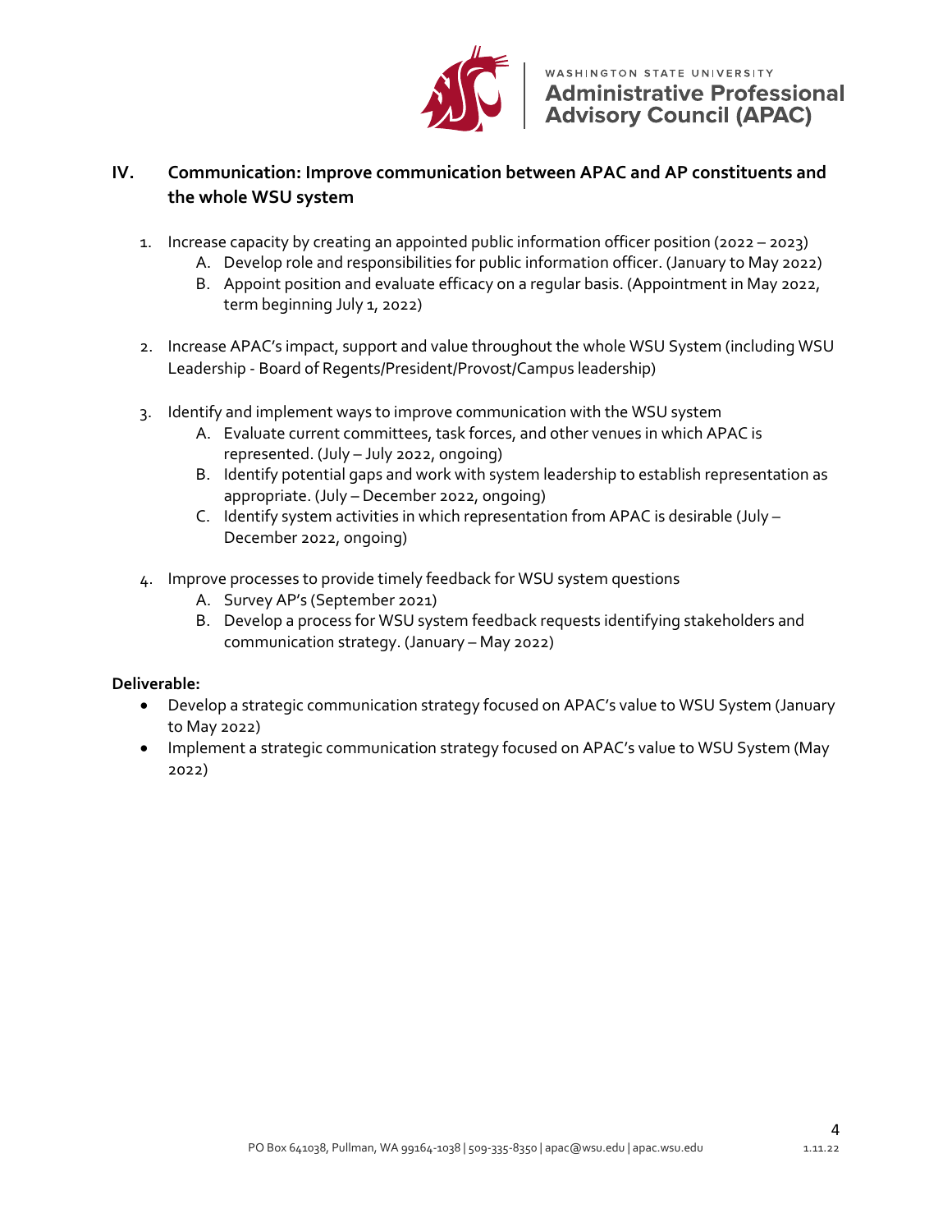## IV. Communication: Improve communication between APAC and AP constituents and the whole WSU system

1. Increase capacity by creating an appointed public information officer position (2022 – 2023)
   A. Develop role and responsibilities for public information officer. (January to May 2022)
   B. Appoint position and evaluate efficacy on a regular basis. (Appointment in May 2022, term beginning July 1, 2022)

2. Increase APAC's impact, support and value throughout the whole WSU System (including WSU Leadership - Board of Regents/President/Provost/Campus leadership)

3. Identify and implement ways to improve communication with the WSU system
   A. Evaluate current committees, task forces, and other venues in which APAC is represented. (July – July 2022, ongoing)
   B. Identify potential gaps and work with system leadership to establish representation as appropriate. (July – December 2022, ongoing)
   C. Identify system activities in which representation from APAC is desirable (July – December 2022, ongoing)

4. Improve processes to provide timely feedback for WSU system questions
   A. Survey AP's (September 2021)
   B. Develop a process for WSU system feedback requests identifying stakeholders and communication strategy. (January – May 2022)

**Deliverable:**

- Develop a strategic communication strategy focused on APAC's value to WSU System (January to May 2022)
- Implement a strategic communication strategy focused on APAC's value to WSU System (May 2022)